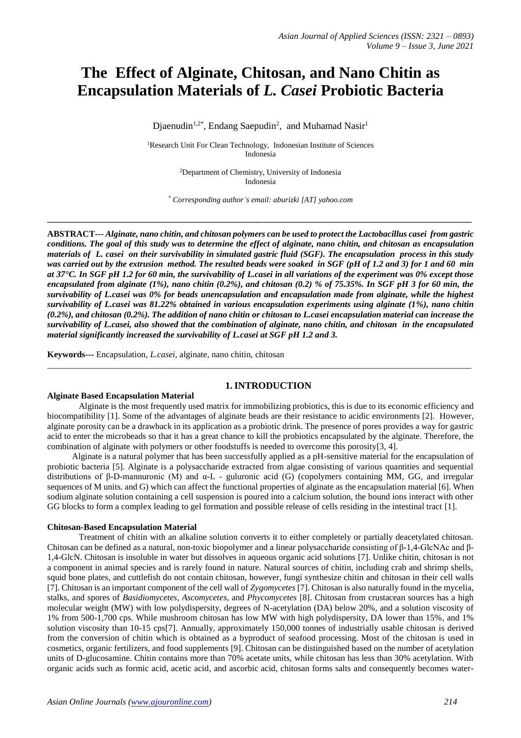# The Effect of Alginate, Chitosan, and Nano Chitin as Encapsulation Materials of *L. Casei* Probiotic Bacteria

Djaenudin[1,2*], Endang Saepudin[2], and Muhamad Nasir[1]

[1]Research Unit For Clean Technology, Indonesian Institute of Sciences
Indonesia

[2]Department of Chemistry, University of Indonesia
Indonesia

*[\*] Corresponding author's email: aburizki [AT] yahoo.com*

---

**ABSTRACT---** ***Alginate, nano chitin, and chitosan polymers can be used to protect the Lactobacillus casei from gastric conditions. The goal of this study was to determine the effect of alginate, nano chitin, and chitosan as encapsulation materials of L. casei on their survivability in simulated gastric fluid (SGF). The encapsulation process in this study was carried out by the extrusion method. The resulted beads were soaked in SGF (pH of 1.2 and 3) for 1 and 60 min at 37°C. In SGF pH 1.2 for 60 min, the survivability of L.casei in all variations of the experiment was 0% except those encapsulated from alginate (1%), nano chitin (0.2%), and chitosan (0.2) % of 75.35%. In SGF pH 3 for 60 min, the survivability of L.casei was 0% for beads unencapsulation and encapsulation made from alginate, while the highest survivability of L.casei was 81.22% obtained in various encapsulation experiments using alginate (1%), nano chitin (0.2%), and chitosan (0.2%). The addition of nano chitin or chitosan to L.casei encapsulation material can increase the survivability of L.casei, also showed that the combination of alginate, nano chitin, and chitosan in the encapsulated material significantly increased the survivability of L.casei at SGF pH 1.2 and 3.***

**Keywords---** Encapsulation, *L.casei*, alginate, nano chitin, chitosan

---

## 1. INTRODUCTION

### Alginate Based Encapsulation Material

Alginate is the most frequently used matrix for immobilizing probiotics, this is due to its economic efficiency and biocompatibility [1]. Some of the advantages of alginate beads are their resistance to acidic environments [2]. However, alginate porosity can be a drawback in its application as a probiotic drink. The presence of pores provides a way for gastric acid to enter the microbeads so that it has a great chance to kill the probiotics encapsulated by the alginate. Therefore, the combination of alginate with polymers or other foodstuffs is needed to overcome this porosity[3, 4].

Alginate is a natural polymer that has been successfully applied as a pH-sensitive material for the encapsulation of probiotic bacteria [5]. Alginate is a polysaccharide extracted from algae consisting of various quantities and sequential distributions of β-D-mannuronic (M) and α-L - guluronic acid (G) (copolymers containing MM, GG, and irregular sequences of M units. and G) which can affect the functional properties of alginate as the encapsulation material [6]. When sodium alginate solution containing a cell suspension is poured into a calcium solution, the bound ions interact with other GG blocks to form a complex leading to gel formation and possible release of cells residing in the intestinal tract [1].

### Chitosan-Based Encapsulation Material

Treatment of chitin with an alkaline solution converts it to either completely or partially deacetylated chitosan. Chitosan can be defined as a natural, non-toxic biopolymer and a linear polysaccharide consisting of β-1,4-GlcNAc and β-1,4-GlcN. Chitosan is insoluble in water but dissolves in aqueous organic acid solutions [7]. Unlike chitin, chitosan is not a component in animal species and is rarely found in nature. Natural sources of chitin, including crab and shrimp shells, squid bone plates, and cuttlefish do not contain chitosan, however, fungi synthesize chitin and chitosan in their cell walls [7]. Chitosan is an important component of the cell wall of *Zygomycetes* [7]. Chitosan is also naturally found in the mycelia, stalks, and spores of *Basidiomycetes*, *Ascomycetes*, and *Phycomycetes* [8]. Chitosan from crustacean sources has a high molecular weight (MW) with low polydispersity, degrees of N-acetylation (DA) below 20%, and a solution viscosity of 1% from 500-1,700 cps. While mushroom chitosan has low MW with high polydispersity, DA lower than 15%, and 1% solution viscosity than 10-15 cps[7]. Annually, approximately 150,000 tonnes of industrially usable chitosan is derived from the conversion of chitin which is obtained as a byproduct of seafood processing. Most of the chitosan is used in cosmetics, organic fertilizers, and food supplements [9]. Chitosan can be distinguished based on the number of acetylation units of D-glucosamine. Chitin contains more than 70% acetate units, while chitosan has less than 30% acetylation. With organic acids such as formic acid, acetic acid, and ascorbic acid, chitosan forms salts and consequently becomes water-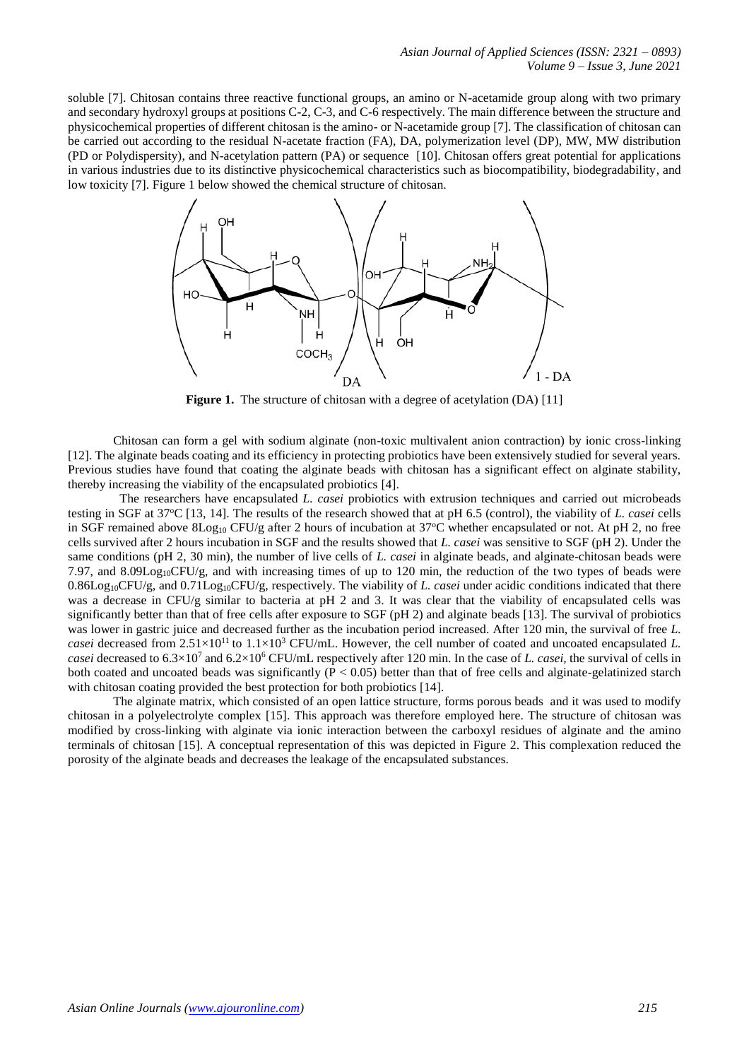soluble [7]. Chitosan contains three reactive functional groups, an amino or N-acetamide group along with two primary and secondary hydroxyl groups at positions C-2, C-3, and C-6 respectively. The main difference between the structure and physicochemical properties of different chitosan is the amino- or N-acetamide group [7]. The classification of chitosan can be carried out according to the residual N-acetate fraction (FA), DA, polymerization level (DP), MW, MW distribution (PD or Polydispersity), and N-acetylation pattern (PA) or sequence [10]. Chitosan offers great potential for applications in various industries due to its distinctive physicochemical characteristics such as biocompatibility, biodegradability, and low toxicity [7]. Figure 1 below showed the chemical structure of chitosan.

**Figure 1.** The structure of chitosan with a degree of acetylation (DA) [11]

Chitosan can form a gel with sodium alginate (non-toxic multivalent anion contraction) by ionic cross-linking [12]. The alginate beads coating and its efficiency in protecting probiotics have been extensively studied for several years. Previous studies have found that coating the alginate beads with chitosan has a significant effect on alginate stability, thereby increasing the viability of the encapsulated probiotics [4].

The researchers have encapsulated *L. casei* probiotics with extrusion techniques and carried out microbeads testing in SGF at 37°C [13, 14]. The results of the research showed that at pH 6.5 (control), the viability of *L. casei* cells in SGF remained above $8Log_{10}$ CFU/g after 2 hours of incubation at 37°C whether encapsulated or not. At pH 2, no free cells survived after 2 hours incubation in SGF and the results showed that *L. casei* was sensitive to SGF (pH 2). Under the same conditions (pH 2, 30 min), the number of live cells of *L. casei* in alginate beads, and alginate-chitosan beads were 7.97, and $8.09Log_{10}$CFU/g, and with increasing times of up to 120 min, the reduction of the two types of beads were $0.86Log_{10}$CFU/g, and $0.71Log_{10}$CFU/g, respectively. The viability of *L. casei* under acidic conditions indicated that there was a decrease in CFU/g similar to bacteria at pH 2 and 3. It was clear that the viability of encapsulated cells was significantly better than that of free cells after exposure to SGF (pH 2) and alginate beads [13]. The survival of probiotics was lower in gastric juice and decreased further as the incubation period increased. After 120 min, the survival of free *L. casei* decreased from $2.51\times10^{11}$ to $1.1\times10^{3}$ CFU/mL. However, the cell number of coated and uncoated encapsulated *L. casei* decreased to $6.3\times10^{7}$ and $6.2\times10^{6}$ CFU/mL respectively after 120 min. In the case of *L. casei*, the survival of cells in both coated and uncoated beads was significantly ($P < 0.05$) better than that of free cells and alginate-gelatinized starch with chitosan coating provided the best protection for both probiotics [14].

The alginate matrix, which consisted of an open lattice structure, forms porous beads and it was used to modify chitosan in a polyelectrolyte complex [15]. This approach was therefore employed here. The structure of chitosan was modified by cross-linking with alginate via ionic interaction between the carboxyl residues of alginate and the amino terminals of chitosan [15]. A conceptual representation of this was depicted in Figure 2. This complexation reduced the porosity of the alginate beads and decreases the leakage of the encapsulated substances.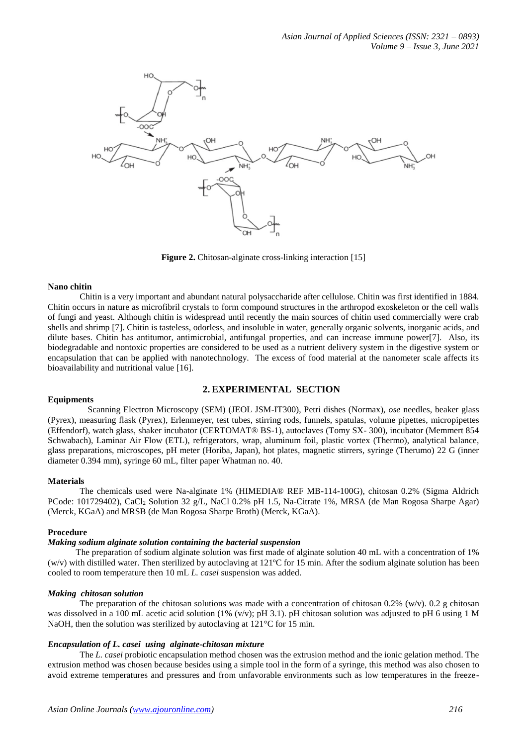**Figure 2.** Chitosan-alginate cross-linking interaction [15]

### Nano chitin

Chitin is a very important and abundant natural polysaccharide after cellulose. Chitin was first identified in 1884. Chitin occurs in nature as microfibril crystals to form compound structures in the arthropod exoskeleton or the cell walls of fungi and yeast. Although chitin is widespread until recently the main sources of chitin used commercially were crab shells and shrimp [7]. Chitin is tasteless, odorless, and insoluble in water, generally organic solvents, inorganic acids, and dilute bases. Chitin has antitumor, antimicrobial, antifungal properties, and can increase immune power[7]. Also, its biodegradable and nontoxic properties are considered to be used as a nutrient delivery system in the digestive system or encapsulation that can be applied with nanotechnology. The excess of food material at the nanometer scale affects its bioavailability and nutritional value [16].

## 2. EXPERIMENTAL SECTION

### Equipments

Scanning Electron Microscopy (SEM) (JEOL JSM-IT300), Petri dishes (Normax), *ose* needles, beaker glass (Pyrex), measuring flask (Pyrex), Erlenmeyer, test tubes, stirring rods, funnels, spatulas, volume pipettes, micropipettes (Effendorf), watch glass, shaker incubator (CERTOMAT® BS-1), autoclaves (Tomy SX- 300), incubator (Memmert 854 Schwabach), Laminar Air Flow (ETL), refrigerators, wrap, aluminum foil, plastic vortex (Thermo), analytical balance, glass preparations, microscopes, pH meter (Horiba, Japan), hot plates, magnetic stirrers, syringe (Therumo) 22 G (inner diameter 0.394 mm), syringe 60 mL, filter paper Whatman no. 40.

### Materials

The chemicals used were Na-alginate 1% (HIMEDIA® REF MB-114-100G), chitosan 0.2% (Sigma Aldrich PCode: 101729402), $CaCl_2$ Solution 32 g/L, NaCl 0.2% pH 1.5, Na-Citrate 1%, MRSA (de Man Rogosa Sharpe Agar) (Merck, KGaA) and MRSB (de Man Rogosa Sharpe Broth) (Merck, KGaA).

### Procedure

#### *Making sodium alginate solution containing the bacterial suspension*

The preparation of sodium alginate solution was first made of alginate solution 40 mL with a concentration of 1% (w/v) with distilled water. Then sterilized by autoclaving at 121ºC for 15 min. After the sodium alginate solution has been cooled to room temperature then 10 mL *L. casei* suspension was added.

#### *Making chitosan solution*

The preparation of the chitosan solutions was made with a concentration of chitosan 0.2% (w/v). 0.2 g chitosan was dissolved in a 100 mL acetic acid solution (1% (v/v); pH 3.1). pH chitosan solution was adjusted to pH 6 using 1 M NaOH, then the solution was sterilized by autoclaving at 121°C for 15 min.

#### *Encapsulation of L. casei using alginate-chitosan mixture*

The *L. casei* probiotic encapsulation method chosen was the extrusion method and the ionic gelation method. The extrusion method was chosen because besides using a simple tool in the form of a syringe, this method was also chosen to avoid extreme temperatures and pressures and from unfavorable environments such as low temperatures in the freeze-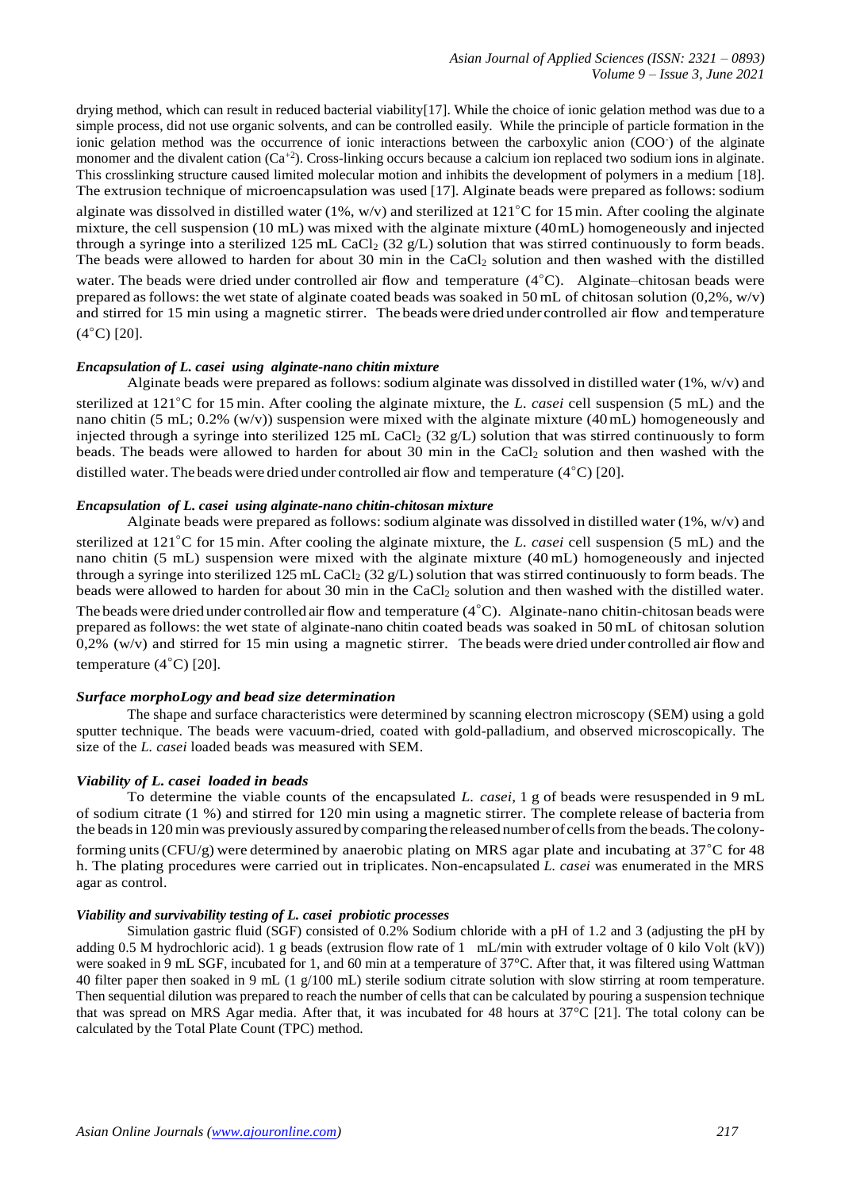drying method, which can result in reduced bacterial viability[17]. While the choice of ionic gelation method was due to a simple process, did not use organic solvents, and can be controlled easily. While the principle of particle formation in the ionic gelation method was the occurrence of ionic interactions between the carboxylic anion ($COO^-$) of the alginate monomer and the divalent cation ($Ca^{+2}$). Cross-linking occurs because a calcium ion replaced two sodium ions in alginate. This crosslinking structure caused limited molecular motion and inhibits the development of polymers in a medium [18]. The extrusion technique of microencapsulation was used [17]. Alginate beads were prepared as follows: sodium alginate was dissolved in distilled water (1%, w/v) and sterilized at 121°C for 15 min. After cooling the alginate mixture, the cell suspension (10 mL) was mixed with the alginate mixture (40 mL) homogeneously and injected through a syringe into a sterilized 125 mL $CaCl_2$ (32 g/L) solution that was stirred continuously to form beads. The beads were allowed to harden for about 30 min in the $CaCl_2$ solution and then washed with the distilled water. The beads were dried under controlled air flow and temperature (4°C). Alginate–chitosan beads were prepared as follows: the wet state of alginate coated beads was soaked in 50 mL of chitosan solution (0,2%, w/v) and stirred for 15 min using a magnetic stirrer. The beads were dried under controlled air flow and temperature (4°C) [20].

### *Encapsulation of L. casei using alginate-nano chitin mixture*

Alginate beads were prepared as follows: sodium alginate was dissolved in distilled water (1%, w/v) and sterilized at 121°C for 15 min. After cooling the alginate mixture, the *L. casei* cell suspension (5 mL) and the nano chitin (5 mL; 0.2% (w/v)) suspension were mixed with the alginate mixture (40 mL) homogeneously and injected through a syringe into sterilized 125 mL $CaCl_2$ (32 g/L) solution that was stirred continuously to form beads. The beads were allowed to harden for about 30 min in the $CaCl_2$ solution and then washed with the distilled water. The beads were dried under controlled air flow and temperature (4°C) [20].

### *Encapsulation of L. casei using alginate-nano chitin-chitosan mixture*

Alginate beads were prepared as follows: sodium alginate was dissolved in distilled water (1%, w/v) and sterilized at 121°C for 15 min. After cooling the alginate mixture, the *L. casei* cell suspension (5 mL) and the nano chitin (5 mL) suspension were mixed with the alginate mixture (40 mL) homogeneously and injected through a syringe into sterilized 125 mL $CaCl_2$ (32 g/L) solution that was stirred continuously to form beads. The beads were allowed to harden for about 30 min in the $CaCl_2$ solution and then washed with the distilled water. The beads were dried under controlled air flow and temperature (4°C). Alginate-nano chitin-chitosan beads were prepared as follows: the wet state of alginate-nano chitin coated beads was soaked in 50 mL of chitosan solution 0,2% (w/v) and stirred for 15 min using a magnetic stirrer. The beads were dried under controlled air flow and temperature (4°C) [20].

### *Surface morphoLogy and bead size determination*

The shape and surface characteristics were determined by scanning electron microscopy (SEM) using a gold sputter technique. The beads were vacuum-dried, coated with gold-palladium, and observed microscopically. The size of the *L. casei* loaded beads was measured with SEM.

### *Viability of L. casei loaded in beads*

To determine the viable counts of the encapsulated *L. casei*, 1 g of beads were resuspended in 9 mL of sodium citrate (1 %) and stirred for 120 min using a magnetic stirrer. The complete release of bacteria from the beads in 120 min was previously assured by comparing the released number of cells from the beads. The colony-forming units (CFU/g) were determined by anaerobic plating on MRS agar plate and incubating at 37°C for 48 h. The plating procedures were carried out in triplicates. Non-encapsulated *L. casei* was enumerated in the MRS agar as control.

### *Viability and survivability testing of L. casei probiotic processes*

Simulation gastric fluid (SGF) consisted of 0.2% Sodium chloride with a pH of 1.2 and 3 (adjusting the pH by adding 0.5 M hydrochloric acid). 1 g beads (extrusion flow rate of 1 mL/min with extruder voltage of 0 kilo Volt (kV)) were soaked in 9 mL SGF, incubated for 1, and 60 min at a temperature of 37°C. After that, it was filtered using Wattman 40 filter paper then soaked in 9 mL (1 g/100 mL) sterile sodium citrate solution with slow stirring at room temperature. Then sequential dilution was prepared to reach the number of cells that can be calculated by pouring a suspension technique that was spread on MRS Agar media. After that, it was incubated for 48 hours at 37°C [21]. The total colony can be calculated by the Total Plate Count (TPC) method.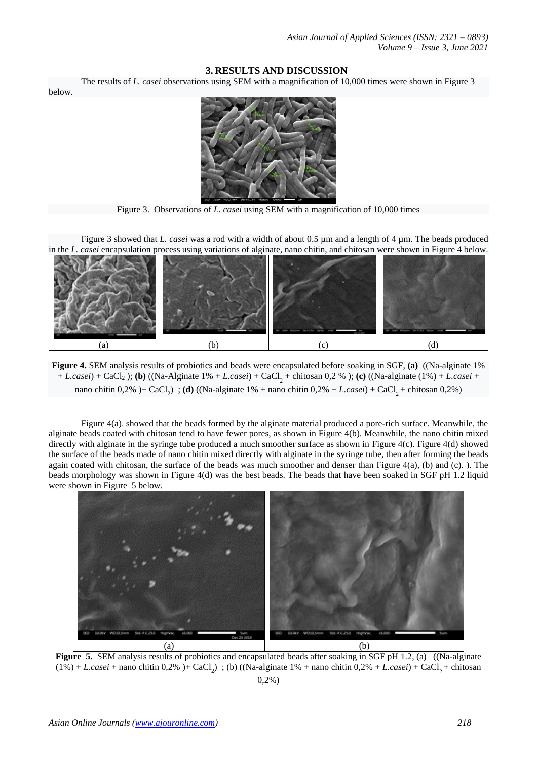## 3. RESULTS AND DISCUSSION

The results of *L. casei* observations using SEM with a magnification of 10,000 times were shown in Figure 3 below.

Figure 3. Observations of *L. casei* using SEM with a magnification of 10,000 times

Figure 3 showed that *L. casei* was a rod with a width of about 0.5 µm and a length of 4 µm. The beads produced in the *L. casei* encapsulation process using variations of alginate, nano chitin, and chitosan were shown in Figure 4 below.

| (a) | (b) | (c) | (d) |
|---|---|---|---|

**Figure 4.** SEM analysis results of probiotics and beads were encapsulated before soaking in SGF, **(a)** ((Na-alginate 1% + *L.casei*) + $CaCl_2$ ); **(b)** ((Na-Alginate 1% + *L.casei*) + $CaCl_2$ + chitosan 0,2 % ); **(c)** ((Na-alginate (1%) + *L.casei* + nano chitin 0,2% )+ $CaCl_2$) ; **(d)** ((Na-alginate 1% + nano chitin 0,2% + *L.casei*) + $CaCl_2$ + chitosan 0,2%)

Figure 4(a). showed that the beads formed by the alginate material produced a pore-rich surface. Meanwhile, the alginate beads coated with chitosan tend to have fewer pores, as shown in Figure 4(b). Meanwhile, the nano chitin mixed directly with alginate in the syringe tube produced a much smoother surface as shown in Figure 4(c). Figure 4(d) showed the surface of the beads made of nano chitin mixed directly with alginate in the syringe tube, then after forming the beads again coated with chitosan, the surface of the beads was much smoother and denser than Figure 4(a), (b) and (c). ). The beads morphology was shown in Figure 4(d) was the best beads. The beads that have been soaked in SGF pH 1.2 liquid were shown in Figure 5 below.

| (a) | (b) |
|---|---|

**Figure 5.** SEM analysis results of probiotics and encapsulated beads after soaking in SGF pH 1.2, (a) ((Na-alginate (1%) + *L.casei* + nano chitin 0,2% )+ $CaCl_2$) ; (b) ((Na-alginate 1% + nano chitin 0,2% + *L.casei*) + $CaCl_2$ + chitosan 0,2%)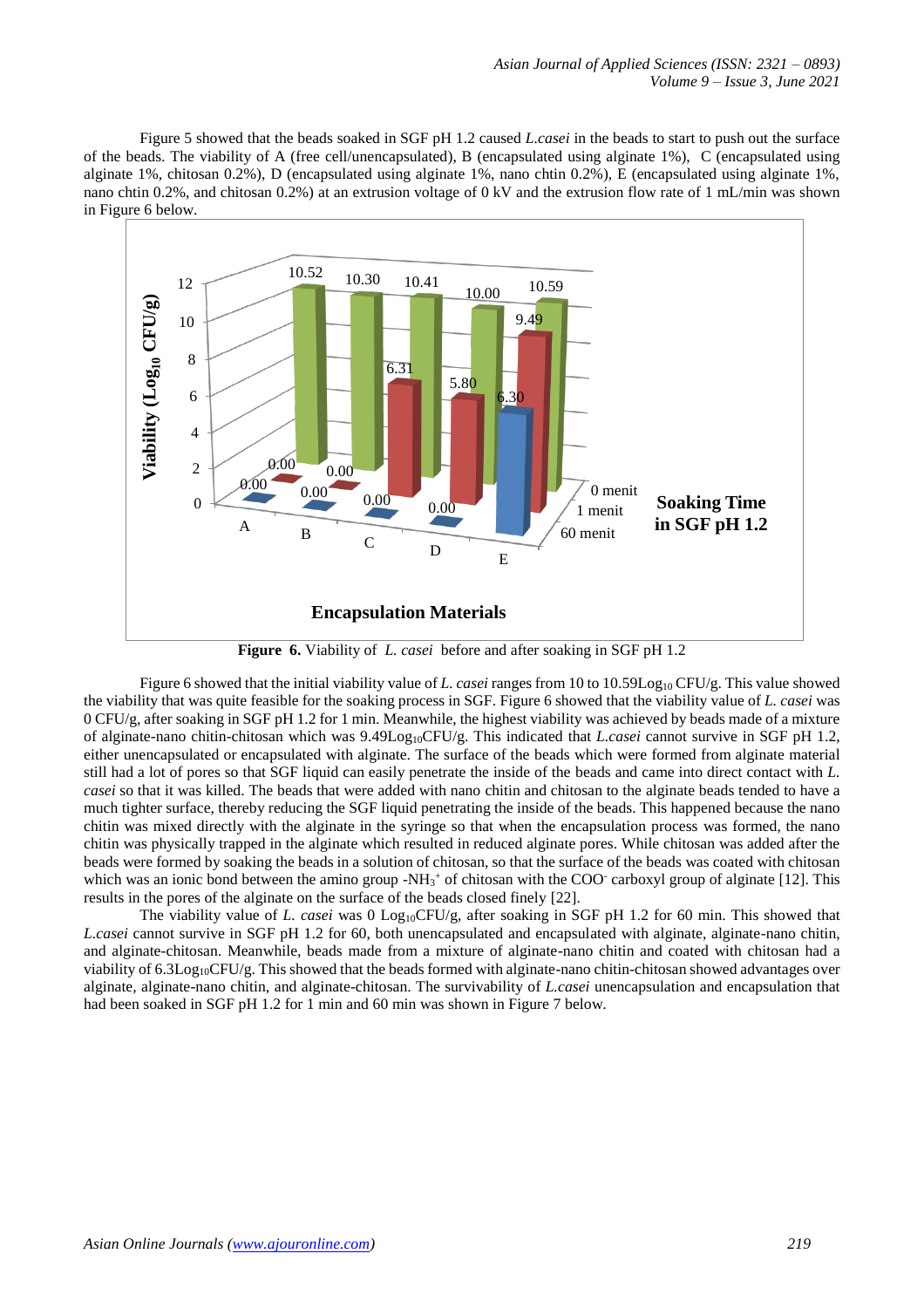Figure 5 showed that the beads soaked in SGF pH 1.2 caused *L.casei* in the beads to start to push out the surface of the beads. The viability of A (free cell/unencapsulated), B (encapsulated using alginate 1%), C (encapsulated using alginate 1%, chitosan 0.2%), D (encapsulated using alginate 1%, nano chtin 0.2%), E (encapsulated using alginate 1%, nano chtin 0.2%, and chitosan 0.2%) at an extrusion voltage of 0 kV and the extrusion flow rate of 1 mL/min was shown in Figure 6 below.

**Figure 6.** Viability of *L. casei* before and after soaking in SGF pH 1.2

Figure 6 showed that the initial viability value of *L. casei* ranges from 10 to 10.59$Log_{10}$ CFU/g. This value showed the viability that was quite feasible for the soaking process in SGF. Figure 6 showed that the viability value of *L. casei* was 0 CFU/g, after soaking in SGF pH 1.2 for 1 min. Meanwhile, the highest viability was achieved by beads made of a mixture of alginate-nano chitin-chitosan which was 9.49$Log_{10}$CFU/g. This indicated that *L.casei* cannot survive in SGF pH 1.2, either unencapsulated or encapsulated with alginate. The surface of the beads which were formed from alginate material still had a lot of pores so that SGF liquid can easily penetrate the inside of the beads and came into direct contact with *L. casei* so that it was killed. The beads that were added with nano chitin and chitosan to the alginate beads tended to have a much tighter surface, thereby reducing the SGF liquid penetrating the inside of the beads. This happened because the nano chitin was mixed directly with the alginate in the syringe so that when the encapsulation process was formed, the nano chitin was physically trapped in the alginate which resulted in reduced alginate pores. While chitosan was added after the beads were formed by soaking the beads in a solution of chitosan, so that the surface of the beads was coated with chitosan which was an ionic bond between the amino group $-NH_3^+$ of chitosan with the $COO^-$ carboxyl group of alginate [12]. This results in the pores of the alginate on the surface of the beads closed finely [22].

The viability value of *L. casei* was 0 $Log_{10}$CFU/g, after soaking in SGF pH 1.2 for 60 min. This showed that *L.casei* cannot survive in SGF pH 1.2 for 60, both unencapsulated and encapsulated with alginate, alginate-nano chitin, and alginate-chitosan. Meanwhile, beads made from a mixture of alginate-nano chitin and coated with chitosan had a viability of 6.3$Log_{10}$CFU/g. This showed that the beads formed with alginate-nano chitin-chitosan showed advantages over alginate, alginate-nano chitin, and alginate-chitosan. The survivability of *L.casei* unencapsulation and encapsulation that had been soaked in SGF pH 1.2 for 1 min and 60 min was shown in Figure 7 below.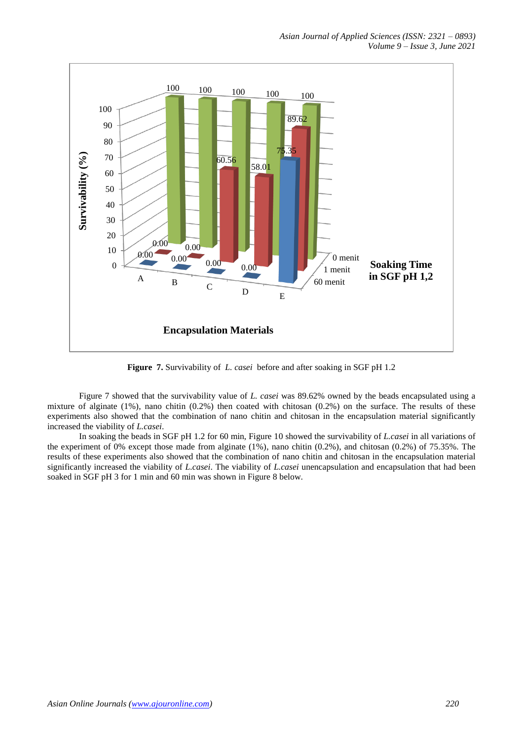**Figure 7.** Survivability of *L. casei* before and after soaking in SGF pH 1.2

Figure 7 showed that the survivability value of *L. casei* was 89.62% owned by the beads encapsulated using a mixture of alginate (1%), nano chitin (0.2%) then coated with chitosan (0.2%) on the surface. The results of these experiments also showed that the combination of nano chitin and chitosan in the encapsulation material significantly increased the viability of *L.casei*.

In soaking the beads in SGF pH 1.2 for 60 min, Figure 10 showed the survivability of *L.casei* in all variations of the experiment of 0% except those made from alginate (1%), nano chitin (0.2%), and chitosan (0.2%) of 75.35%. The results of these experiments also showed that the combination of nano chitin and chitosan in the encapsulation material significantly increased the viability of *L.casei*. The viability of *L.casei* unencapsulation and encapsulation that had been soaked in SGF pH 3 for 1 min and 60 min was shown in Figure 8 below.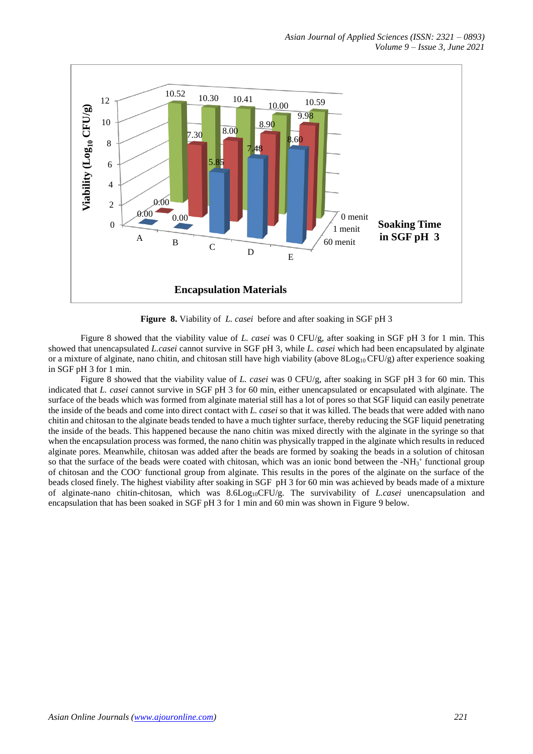**Figure 8.** Viability of *L. casei* before and after soaking in SGF pH 3

Figure 8 showed that the viability value of *L. casei* was 0 CFU/g, after soaking in SGF pH 3 for 1 min. This showed that unencapsulated *L.casei* cannot survive in SGF pH 3, while *L. casei* which had been encapsulated by alginate or a mixture of alginate, nano chitin, and chitosan still have high viability (above $8Log_{10}$ CFU/g) after experience soaking in SGF pH 3 for 1 min.

Figure 8 showed that the viability value of *L. casei* was 0 CFU/g, after soaking in SGF pH 3 for 60 min. This indicated that *L. casei* cannot survive in SGF pH 3 for 60 min, either unencapsulated or encapsulated with alginate. The surface of the beads which was formed from alginate material still has a lot of pores so that SGF liquid can easily penetrate the inside of the beads and come into direct contact with *L. casei* so that it was killed. The beads that were added with nano chitin and chitosan to the alginate beads tended to have a much tighter surface, thereby reducing the SGF liquid penetrating the inside of the beads. This happened because the nano chitin was mixed directly with the alginate in the syringe so that when the encapsulation process was formed, the nano chitin was physically trapped in the alginate which results in reduced alginate pores. Meanwhile, chitosan was added after the beads are formed by soaking the beads in a solution of chitosan so that the surface of the beads were coated with chitosan, which was an ionic bond between the $-NH_3^+$ functional group of chitosan and the $COO^-$ functional group from alginate. This results in the pores of the alginate on the surface of the beads closed finely. The highest viability after soaking in SGF pH 3 for 60 min was achieved by beads made of a mixture of alginate-nano chitin-chitosan, which was $8.6Log_{10}$CFU/g. The survivability of *L.casei* unencapsulation and encapsulation that has been soaked in SGF pH 3 for 1 min and 60 min was shown in Figure 9 below.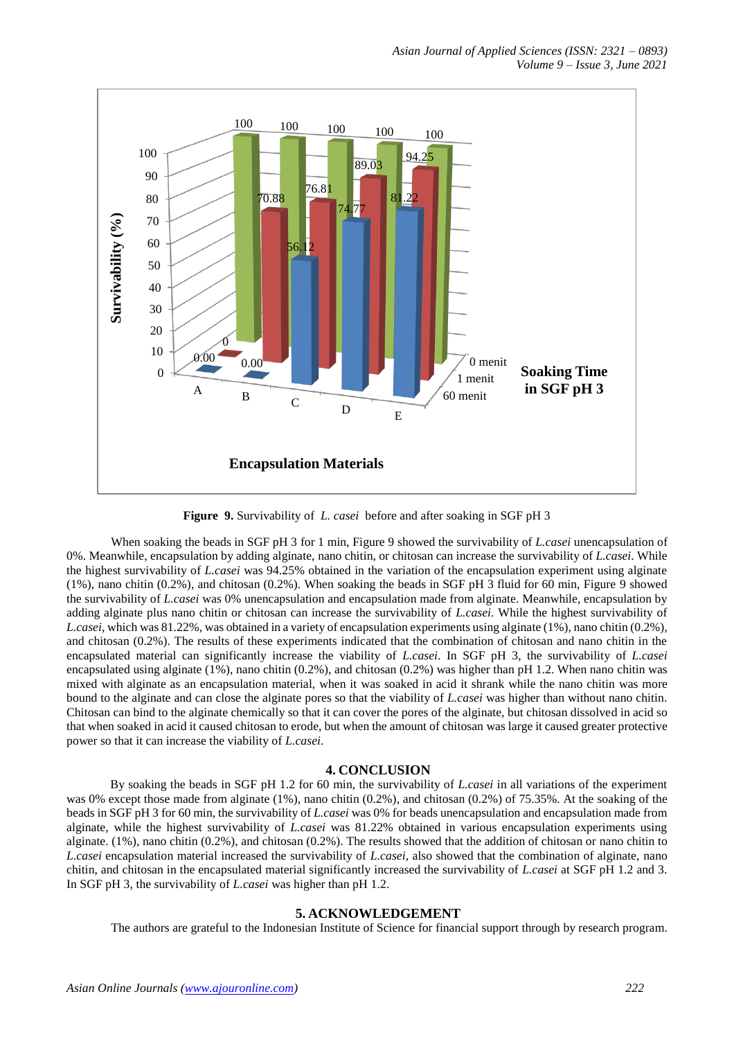**Figure 9.** Survivability of *L. casei* before and after soaking in SGF pH 3

When soaking the beads in SGF pH 3 for 1 min, Figure 9 showed the survivability of *L.casei* unencapsulation of 0%. Meanwhile, encapsulation by adding alginate, nano chitin, or chitosan can increase the survivability of *L.casei*. While the highest survivability of *L.casei* was 94.25% obtained in the variation of the encapsulation experiment using alginate (1%), nano chitin (0.2%), and chitosan (0.2%). When soaking the beads in SGF pH 3 fluid for 60 min, Figure 9 showed the survivability of *L.casei* was 0% unencapsulation and encapsulation made from alginate. Meanwhile, encapsulation by adding alginate plus nano chitin or chitosan can increase the survivability of *L.casei*. While the highest survivability of *L.casei*, which was 81.22%, was obtained in a variety of encapsulation experiments using alginate (1%), nano chitin (0.2%), and chitosan (0.2%). The results of these experiments indicated that the combination of chitosan and nano chitin in the encapsulated material can significantly increase the viability of *L.casei*. In SGF pH 3, the survivability of *L.casei* encapsulated using alginate (1%), nano chitin (0.2%), and chitosan (0.2%) was higher than pH 1.2. When nano chitin was mixed with alginate as an encapsulation material, when it was soaked in acid it shrank while the nano chitin was more bound to the alginate and can close the alginate pores so that the viability of *L.casei* was higher than without nano chitin. Chitosan can bind to the alginate chemically so that it can cover the pores of the alginate, but chitosan dissolved in acid so that when soaked in acid it caused chitosan to erode, but when the amount of chitosan was large it caused greater protective power so that it can increase the viability of *L.casei*.

## 4. CONCLUSION

By soaking the beads in SGF pH 1.2 for 60 min, the survivability of *L.casei* in all variations of the experiment was 0% except those made from alginate (1%), nano chitin (0.2%), and chitosan (0.2%) of 75.35%. At the soaking of the beads in SGF pH 3 for 60 min, the survivability of *L.casei* was 0% for beads unencapsulation and encapsulation made from alginate, while the highest survivability of *L.casei* was 81.22% obtained in various encapsulation experiments using alginate. (1%), nano chitin (0.2%), and chitosan (0.2%). The results showed that the addition of chitosan or nano chitin to *L.casei* encapsulation material increased the survivability of *L.casei*, also showed that the combination of alginate, nano chitin, and chitosan in the encapsulated material significantly increased the survivability of *L.casei* at SGF pH 1.2 and 3. In SGF pH 3, the survivability of *L.casei* was higher than pH 1.2.

## 5. ACKNOWLEDGEMENT

The authors are grateful to the Indonesian Institute of Science for financial support through by research program.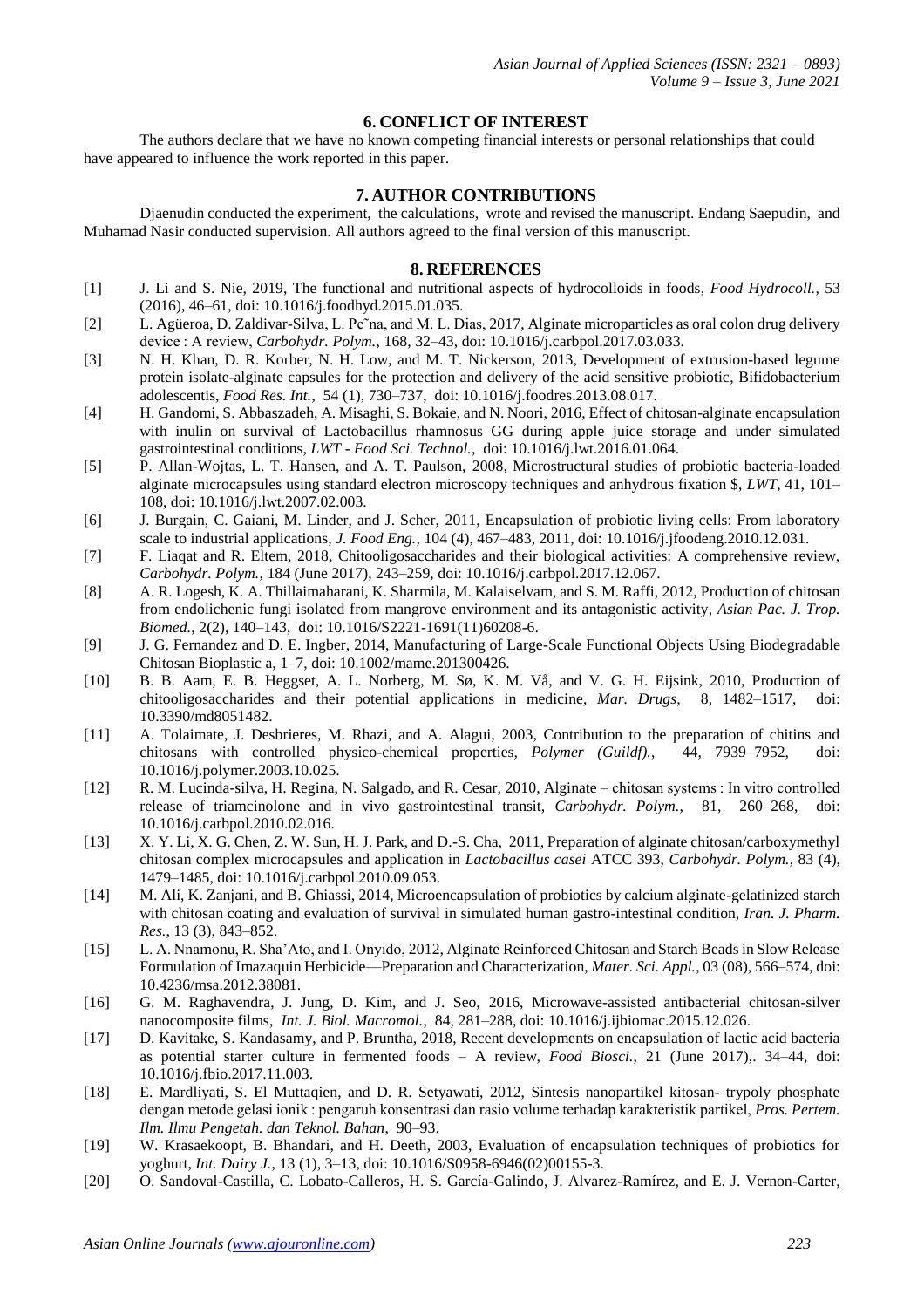## 6. CONFLICT OF INTEREST

The authors declare that we have no known competing financial interests or personal relationships that could have appeared to influence the work reported in this paper.

## 7. AUTHOR CONTRIBUTIONS

Djaenudin conducted the experiment, the calculations, wrote and revised the manuscript. Endang Saepudin, and Muhamad Nasir conducted supervision. All authors agreed to the final version of this manuscript.

## 8. REFERENCES

[1] J. Li and S. Nie, 2019, The functional and nutritional aspects of hydrocolloids in foods, *Food Hydrocoll.*, 53 (2016), 46–61, doi: 10.1016/j.foodhyd.2015.01.035.

[2] L. Agüeroa, D. Zaldivar-Silva, L. Pe˜na, and M. L. Dias, 2017, Alginate microparticles as oral colon drug delivery device : A review, *Carbohydr. Polym.*, 168, 32–43, doi: 10.1016/j.carbpol.2017.03.033.

[3] N. H. Khan, D. R. Korber, N. H. Low, and M. T. Nickerson, 2013, Development of extrusion-based legume protein isolate-alginate capsules for the protection and delivery of the acid sensitive probiotic, Bifidobacterium adolescentis, *Food Res. Int.*, 54 (1), 730–737, doi: 10.1016/j.foodres.2013.08.017.

[4] H. Gandomi, S. Abbaszadeh, A. Misaghi, S. Bokaie, and N. Noori, 2016, Effect of chitosan-alginate encapsulation with inulin on survival of Lactobacillus rhamnosus GG during apple juice storage and under simulated gastrointestinal conditions, *LWT - Food Sci. Technol.*, doi: 10.1016/j.lwt.2016.01.064.

[5] P. Allan-Wojtas, L. T. Hansen, and A. T. Paulson, 2008, Microstructural studies of probiotic bacteria-loaded alginate microcapsules using standard electron microscopy techniques and anhydrous fixation $, *LWT*, 41, 101–108, doi: 10.1016/j.lwt.2007.02.003.

[6] J. Burgain, C. Gaiani, M. Linder, and J. Scher, 2011, Encapsulation of probiotic living cells: From laboratory scale to industrial applications, *J. Food Eng.*, 104 (4), 467–483, 2011, doi: 10.1016/j.jfoodeng.2010.12.031.

[7] F. Liaqat and R. Eltem, 2018, Chitooligosaccharides and their biological activities: A comprehensive review, *Carbohydr. Polym.*, 184 (June 2017), 243–259, doi: 10.1016/j.carbpol.2017.12.067.

[8] A. R. Logesh, K. A. Thillaimaharani, K. Sharmila, M. Kalaiselvam, and S. M. Raffi, 2012, Production of chitosan from endolichenic fungi isolated from mangrove environment and its antagonistic activity, *Asian Pac. J. Trop. Biomed.*, 2(2), 140–143, doi: 10.1016/S2221-1691(11)60208-6.

[9] J. G. Fernandez and D. E. Ingber, 2014, Manufacturing of Large-Scale Functional Objects Using Biodegradable Chitosan Bioplastic a, 1–7, doi: 10.1002/mame.201300426.

[10] B. B. Aam, E. B. Heggset, A. L. Norberg, M. Sø, K. M. Vå, and V. G. H. Eijsink, 2010, Production of chitooligosaccharides and their potential applications in medicine, *Mar. Drugs*, 8, 1482–1517, doi: 10.3390/md8051482.

[11] A. Tolaimate, J. Desbrieres, M. Rhazi, and A. Alagui, 2003, Contribution to the preparation of chitins and chitosans with controlled physico-chemical properties, *Polymer (Guildf).*, 44, 7939–7952, doi: 10.1016/j.polymer.2003.10.025.

[12] R. M. Lucinda-silva, H. Regina, N. Salgado, and R. Cesar, 2010, Alginate – chitosan systems : In vitro controlled release of triamcinolone and in vivo gastrointestinal transit, *Carbohydr. Polym.*, 81, 260–268, doi: 10.1016/j.carbpol.2010.02.016.

[13] X. Y. Li, X. G. Chen, Z. W. Sun, H. J. Park, and D.-S. Cha, 2011, Preparation of alginate chitosan/carboxymethyl chitosan complex microcapsules and application in *Lactobacillus casei* ATCC 393, *Carbohydr. Polym.*, 83 (4), 1479–1485, doi: 10.1016/j.carbpol.2010.09.053.

[14] M. Ali, K. Zanjani, and B. Ghiassi, 2014, Microencapsulation of probiotics by calcium alginate-gelatinized starch with chitosan coating and evaluation of survival in simulated human gastro-intestinal condition, *Iran. J. Pharm. Res.*, 13 (3), 843–852.

[15] L. A. Nnamonu, R. Sha'Ato, and I. Onyido, 2012, Alginate Reinforced Chitosan and Starch Beads in Slow Release Formulation of Imazaquin Herbicide—Preparation and Characterization, *Mater. Sci. Appl.*, 03 (08), 566–574, doi: 10.4236/msa.2012.38081.

[16] G. M. Raghavendra, J. Jung, D. Kim, and J. Seo, 2016, Microwave-assisted antibacterial chitosan-silver nanocomposite films, *Int. J. Biol. Macromol.*, 84, 281–288, doi: 10.1016/j.ijbiomac.2015.12.026.

[17] D. Kavitake, S. Kandasamy, and P. Bruntha, 2018, Recent developments on encapsulation of lactic acid bacteria as potential starter culture in fermented foods – A review, *Food Biosci.*, 21 (June 2017),. 34–44, doi: 10.1016/j.fbio.2017.11.003.

[18] E. Mardliyati, S. El Muttaqien, and D. R. Setyawati, 2012, Sintesis nanopartikel kitosan- trypoly phosphate dengan metode gelasi ionik : pengaruh konsentrasi dan rasio volume terhadap karakteristik partikel, *Pros. Pertem. Ilm. Ilmu Pengetah. dan Teknol. Bahan*, 90–93.

[19] W. Krasaekoopt, B. Bhandari, and H. Deeth, 2003, Evaluation of encapsulation techniques of probiotics for yoghurt, *Int. Dairy J.*, 13 (1), 3–13, doi: 10.1016/S0958-6946(02)00155-3.

[20] O. Sandoval-Castilla, C. Lobato-Calleros, H. S. García-Galindo, J. Alvarez-Ramírez, and E. J. Vernon-Carter,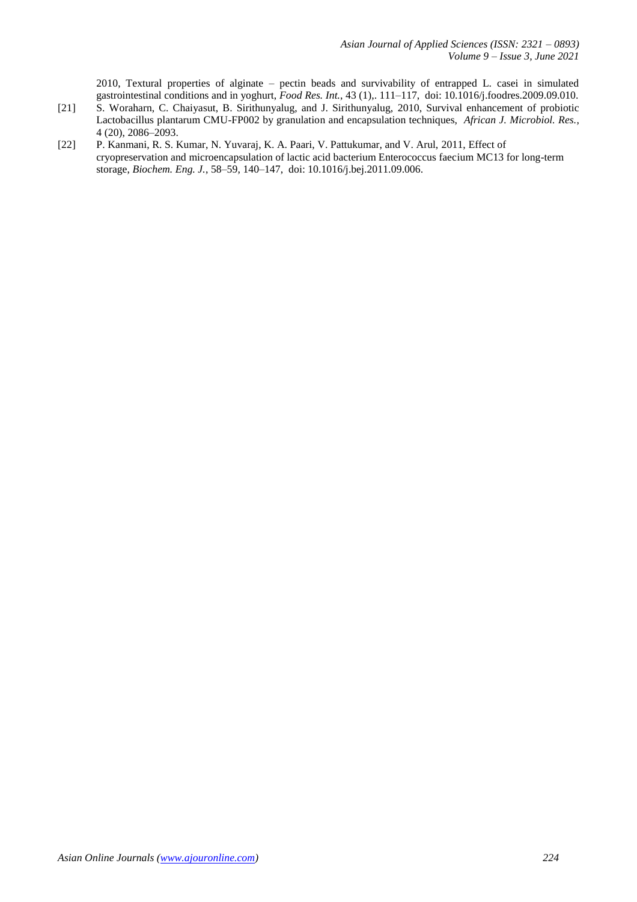2010, Textural properties of alginate – pectin beads and survivability of entrapped L. casei in simulated gastrointestinal conditions and in yoghurt, *Food Res. Int.*, 43 (1),. 111–117, doi: 10.1016/j.foodres.2009.09.010.

[21] S. Woraharn, C. Chaiyasut, B. Sirithunyalug, and J. Sirithunyalug, 2010, Survival enhancement of probiotic Lactobacillus plantarum CMU-FP002 by granulation and encapsulation techniques, *African J. Microbiol. Res.*, 4 (20), 2086–2093.

[22] P. Kanmani, R. S. Kumar, N. Yuvaraj, K. A. Paari, V. Pattukumar, and V. Arul, 2011, Effect of cryopreservation and microencapsulation of lactic acid bacterium Enterococcus faecium MC13 for long-term storage, *Biochem. Eng. J.*, 58–59, 140–147, doi: 10.1016/j.bej.2011.09.006.